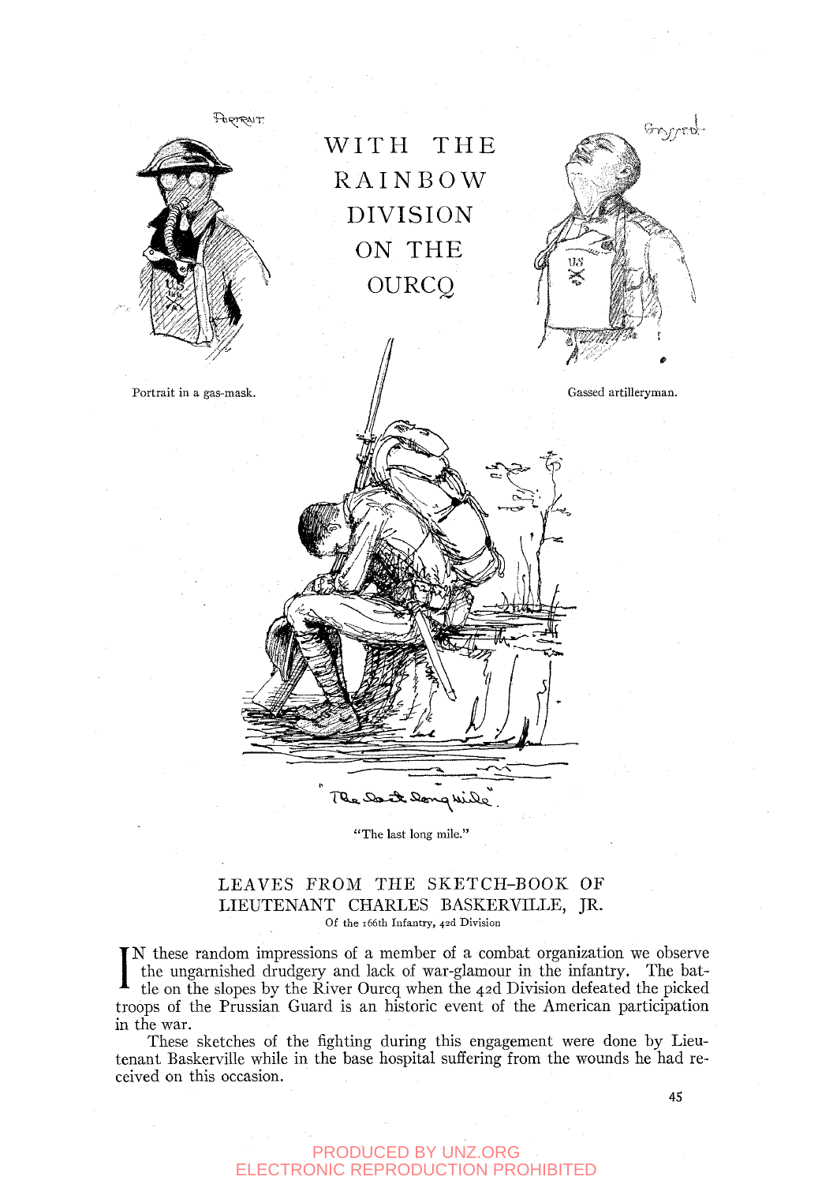# WITH THE RAINBOW DIVISION ON THE OURCQ

Portrait in a gas-mask.

Gassed artilleryman.

"The last long mile."

## LEAVES FROM THE SKETCH-BOOK OF LIEUTENANT CHARLES BASKERVILLE, JR.

Of the 166th Infantry, 42d Division

IN these random impressions of a member of a combat organization we observe the ungarnished drudgery and lack of war-glamour in the infantry. The battle on the slopes by the River Ourcq when the 42d Division defeated the picked troops of the Prussian Guard is an historic event of the American participation in the war.

These sketches of the fighting during this engagement were done by Lieutenant Baskerville while in the base hospital suffering from the wounds he had received on this occasion.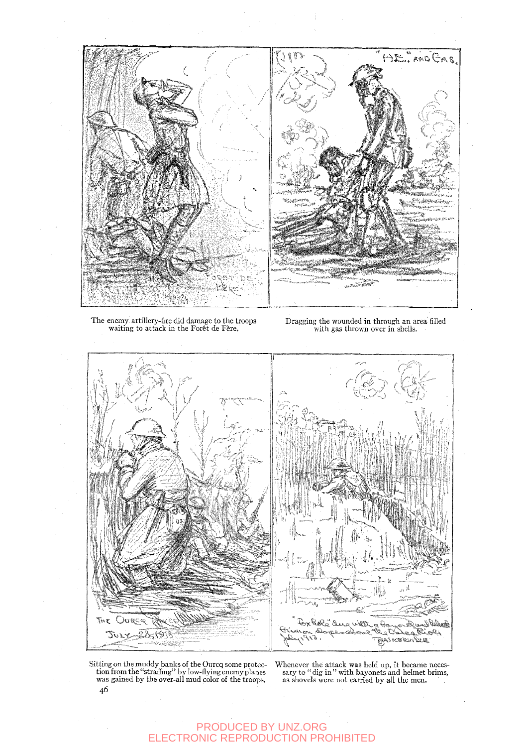The enemy artillery-fire did damage to the troops waiting to attack in the Forêt de Fère.

Dragging the wounded in through an area filled with gas thrown over in shells.

Sitting on the muddy banks of the Ourcq some protection from the "straffing" by low-flying enemy planes was gained by the over-all mud color of the troops.

Whenever the attack was held up, it became necessary to "dig in" with bayonets and helmet brims, as shovels were not carried by all the men.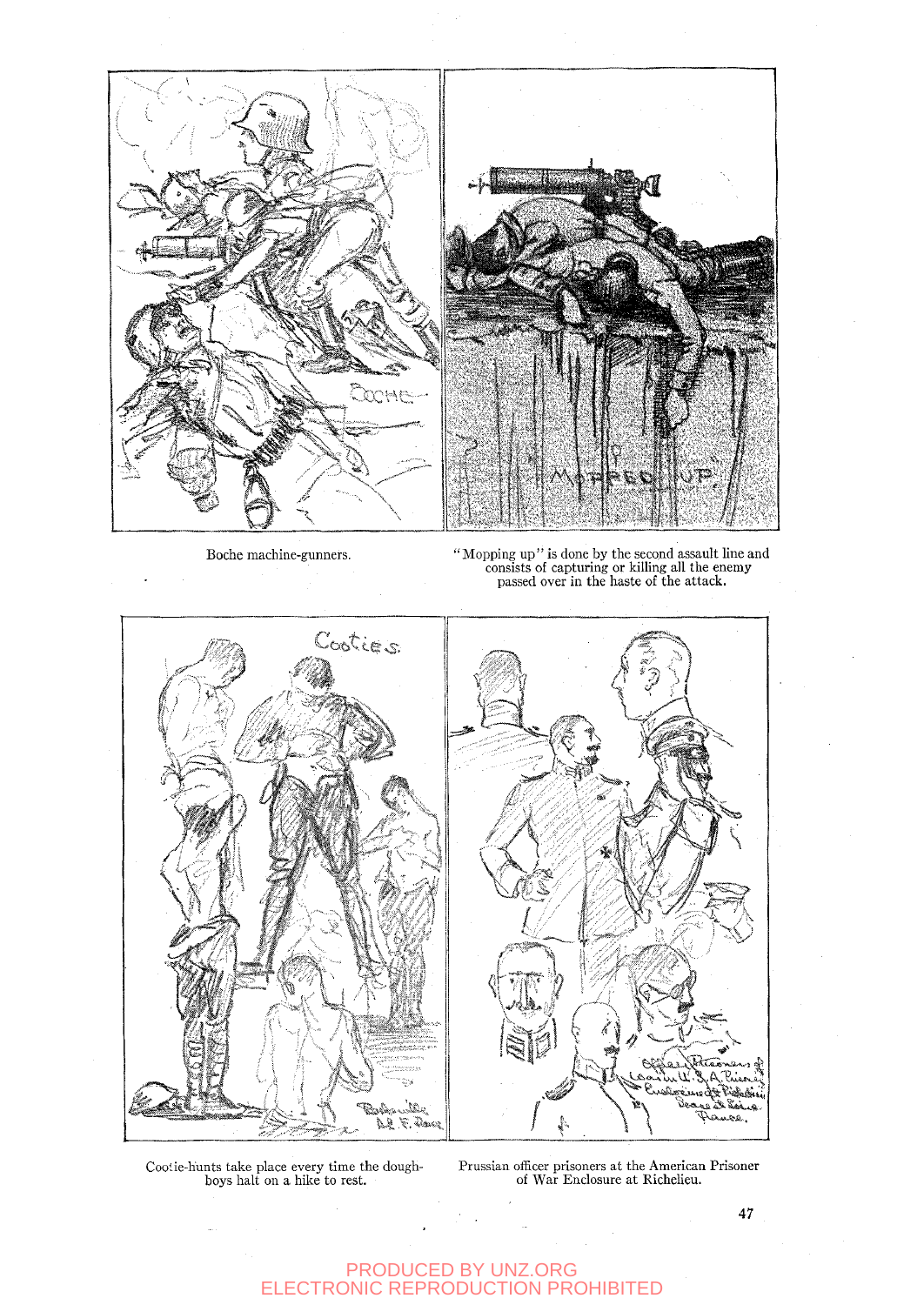Boche machine-gunners.

"Mopping up" is done by the second assault line and consists of capturing or killing all the enemy passed over in the haste of the attack.

Cootie-hunts take place every time the dough-boys halt on a hike to rest.

Prussian officer prisoners at the American Prisoner of War Enclosure at Richelieu.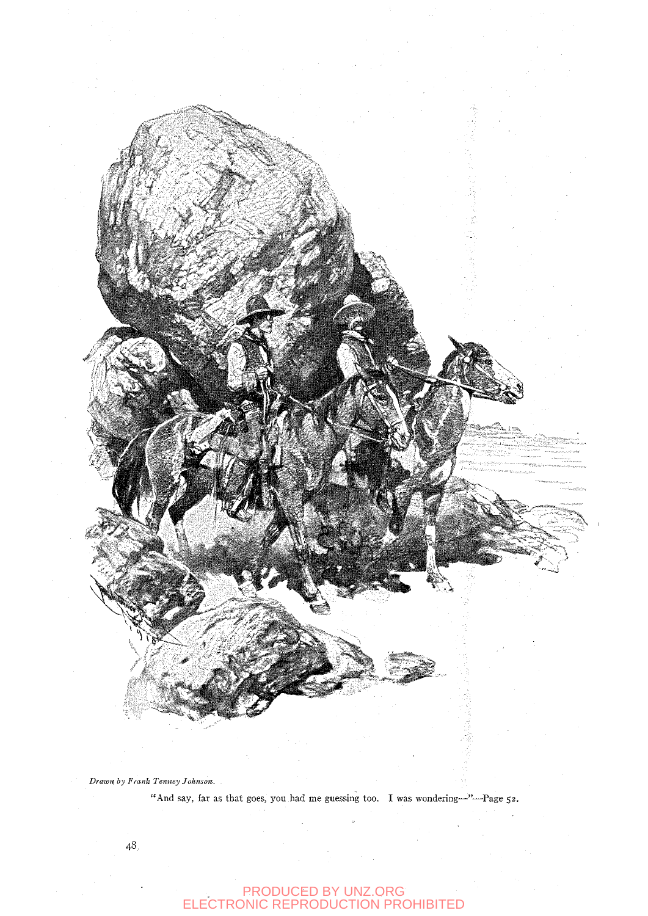*Drawn by Frank Tenney Johnson.*

"And say, far as that goes, you had me guessing too. I was wondering—"—Page 52.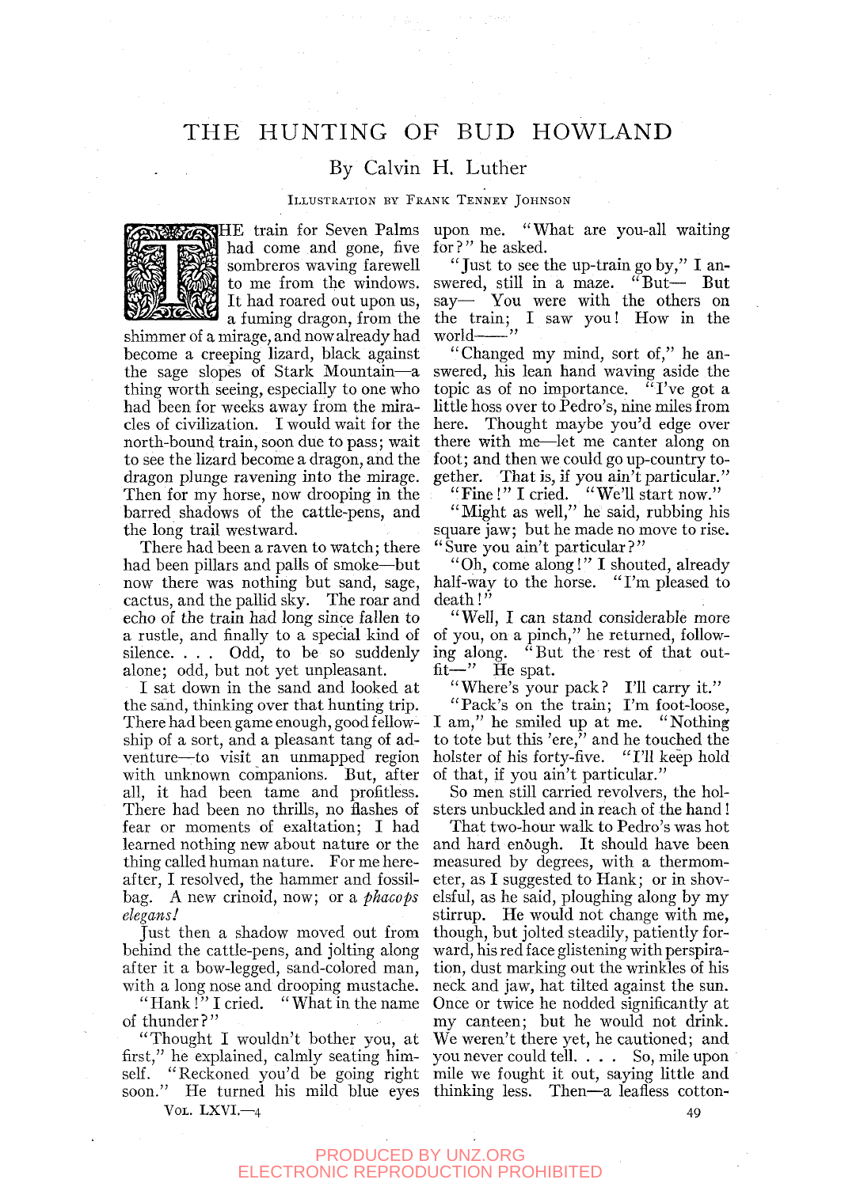# THE HUNTING OF BUD HOWLAND

## By Calvin H. Luther

ILLUSTRATION BY FRANK TENNEY JOHNSON

THE train for Seven Palms had come and gone, five sombreros waving farewell to me from the windows. It had roared out upon us, a fuming dragon, from the shimmer of a mirage, and now already had become a creeping lizard, black against the sage slopes of Stark Mountain—a thing worth seeing, especially to one who had been for weeks away from the miracles of civilization. I would wait for the north-bound train, soon due to pass; wait to see the lizard become a dragon, and the dragon plunge ravening into the mirage. Then for my horse, now drooping in the barred shadows of the cattle-pens, and the long trail westward.

There had been a raven to watch; there had been pillars and palls of smoke—but now there was nothing but sand, sage, cactus, and the pallid sky. The roar and echo of the train had long since fallen to a rustle, and finally to a special kind of silence. . . . Odd, to be so suddenly alone; odd, but not yet unpleasant.

I sat down in the sand and looked at the sand, thinking over that hunting trip. There had been game enough, good fellowship of a sort, and a pleasant tang of adventure—to visit an unmapped region with unknown companions. But, after all, it had been tame and profitless. There had been no thrills, no flashes of fear or moments of exaltation; I had learned nothing new about nature or the thing called human nature. For me hereafter, I resolved, the hammer and fossil-bag. A new crinoid, now; or a *phacops elegans!*

Just then a shadow moved out from behind the cattle-pens, and jolting along after it a bow-legged, sand-colored man, with a long nose and drooping mustache.

"Hank!" I cried. "What in the name of thunder?"

"Thought I wouldn't bother you, at first," he explained, calmly seating himself. "Reckoned you'd be going right soon." He turned his mild blue eyes upon me. "What are you-all waiting for?" he asked.

"Just to see the up-train go by," I answered, still in a maze. "But— But say— You were with the others on the train; I saw you! How in the world——"

"Changed my mind, sort of," he answered, his lean hand waving aside the topic as of no importance. "I've got a little hoss over to Pedro's, nine miles from here. Thought maybe you'd edge over there with me—let me canter along on foot; and then we could go up-country together. That is, if you ain't particular."

"Fine!" I cried. "We'll start now."

"Might as well," he said, rubbing his square jaw; but he made no move to rise. "Sure you ain't particular?"

"Oh, come along!" I shouted, already half-way to the horse. "I'm pleased to death!"

"Well, I can stand considerable more of you, on a pinch," he returned, following along. "But the rest of that outfit—" He spat.

"Where's your pack? I'll carry it."

"Pack's on the train; I'm foot-loose, I am," he smiled up at me. "Nothing to tote but this 'ere," and he touched the holster of his forty-five. "I'll keep hold of that, if you ain't particular."

So men still carried revolvers, the holsters unbuckled and in reach of the hand!

That two-hour walk to Pedro's was hot and hard enough. It should have been measured by degrees, with a thermometer, as I suggested to Hank; or in shovelsful, as he said, ploughing along by my stirrup. He would not change with me, though, but jolted steadily, patiently forward, his red face glistening with perspiration, dust marking out the wrinkles of his neck and jaw, hat tilted against the sun. Once or twice he nodded significantly at my canteen; but he would not drink. We weren't there yet, he cautioned; and you never could tell. . . . So, mile upon mile we fought it out, saying little and thinking less. Then—a leafless cotton-